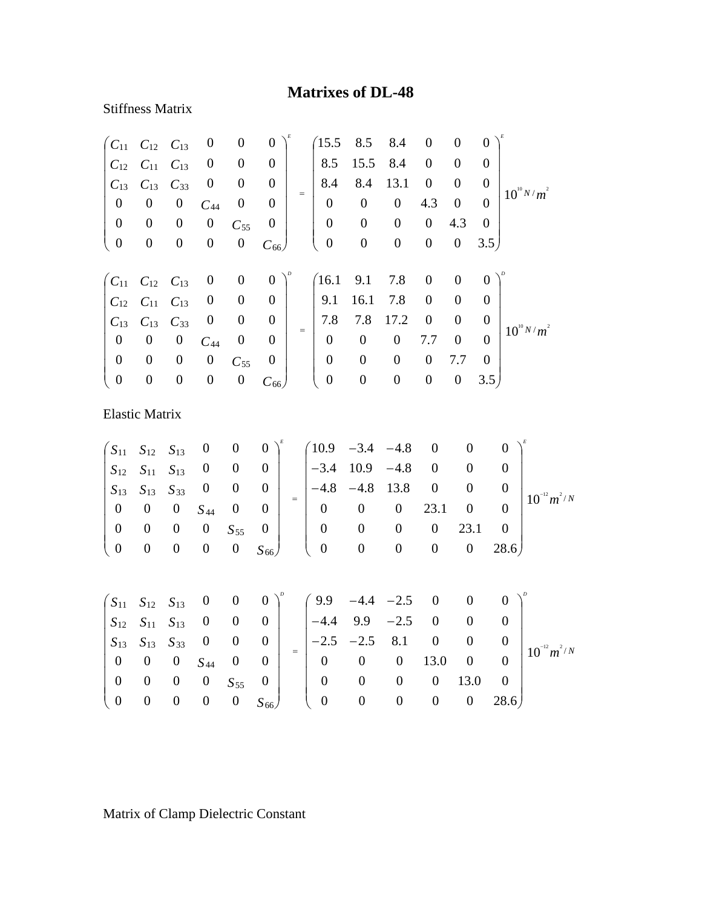# Matrixes of DL-48

Stiffness Matrix

$$
\begin{pmatrix}
C_{11} & C_{12} & C_{13} & 0 & 0 & 0 \\
C_{12} & C_{11} & C_{13} & 0 & 0 & 0 \\
C_{13} & C_{13} & C_{33} & 0 & 0 & 0 \\
0 & 0 & 0 & C_{44} & 0 & 0 \\
0 & 0 & 0 & 0 & C_{55} & 0 \\
0 & 0 & 0 & 0 & 0 & C_{66}
\end{pmatrix}^{E}
=
\begin{pmatrix}
15.5 & 8.5 & 8.4 & 0 & 0 & 0 \\
8.5 & 15.5 & 8.4 & 0 & 0 & 0 \\
8.4 & 8.4 & 13.1 & 0 & 0 & 0 \\
0 & 0 & 0 & 4.3 & 0 & 0 \\
0 & 0 & 0 & 0 & 4.3 & 0 \\
0 & 0 & 0 & 0 & 0 & 3.5
\end{pmatrix}^{E}
10^{10}\, N/m^{2}
$$

$$
\begin{pmatrix}
C_{11} & C_{12} & C_{13} & 0 & 0 & 0 \\
C_{12} & C_{11} & C_{13} & 0 & 0 & 0 \\
C_{13} & C_{13} & C_{33} & 0 & 0 & 0 \\
0 & 0 & 0 & C_{44} & 0 & 0 \\
0 & 0 & 0 & 0 & C_{55} & 0 \\
0 & 0 & 0 & 0 & 0 & C_{66}
\end{pmatrix}^{D}
=
\begin{pmatrix}
16.1 & 9.1 & 7.8 & 0 & 0 & 0 \\
9.1 & 16.1 & 7.8 & 0 & 0 & 0 \\
7.8 & 7.8 & 17.2 & 0 & 0 & 0 \\
0 & 0 & 0 & 7.7 & 0 & 0 \\
0 & 0 & 0 & 0 & 7.7 & 0 \\
0 & 0 & 0 & 0 & 0 & 3.5
\end{pmatrix}^{D}
10^{10}\, N/m^{2}
$$

Elastic Matrix

$$
\begin{pmatrix}
S_{11} & S_{12} & S_{13} & 0 & 0 & 0 \\
S_{12} & S_{11} & S_{13} & 0 & 0 & 0 \\
S_{13} & S_{13} & S_{33} & 0 & 0 & 0 \\
0 & 0 & 0 & S_{44} & 0 & 0 \\
0 & 0 & 0 & 0 & S_{55} & 0 \\
0 & 0 & 0 & 0 & 0 & S_{66}
\end{pmatrix}^{E}
=
\begin{pmatrix}
10.9 & -3.4 & -4.8 & 0 & 0 & 0 \\
-3.4 & 10.9 & -4.8 & 0 & 0 & 0 \\
-4.8 & -4.8 & 13.8 & 0 & 0 & 0 \\
0 & 0 & 0 & 23.1 & 0 & 0 \\
0 & 0 & 0 & 0 & 23.1 & 0 \\
0 & 0 & 0 & 0 & 0 & 28.6
\end{pmatrix}^{E}
10^{-12}\, m^{2}/N
$$

$$
\begin{pmatrix}
S_{11} & S_{12} & S_{13} & 0 & 0 & 0 \\
S_{12} & S_{11} & S_{13} & 0 & 0 & 0 \\
S_{13} & S_{13} & S_{33} & 0 & 0 & 0 \\
0 & 0 & 0 & S_{44} & 0 & 0 \\
0 & 0 & 0 & 0 & S_{55} & 0 \\
0 & 0 & 0 & 0 & 0 & S_{66}
\end{pmatrix}^{D}
=
\begin{pmatrix}
9.9 & -4.4 & -2.5 & 0 & 0 & 0 \\
-4.4 & 9.9 & -2.5 & 0 & 0 & 0 \\
-2.5 & -2.5 & 8.1 & 0 & 0 & 0 \\
0 & 0 & 0 & 13.0 & 0 & 0 \\
0 & 0 & 0 & 0 & 13.0 & 0 \\
0 & 0 & 0 & 0 & 0 & 28.6
\end{pmatrix}^{D}
10^{-12}\, m^{2}/N
$$

Matrix of Clamp Dielectric Constant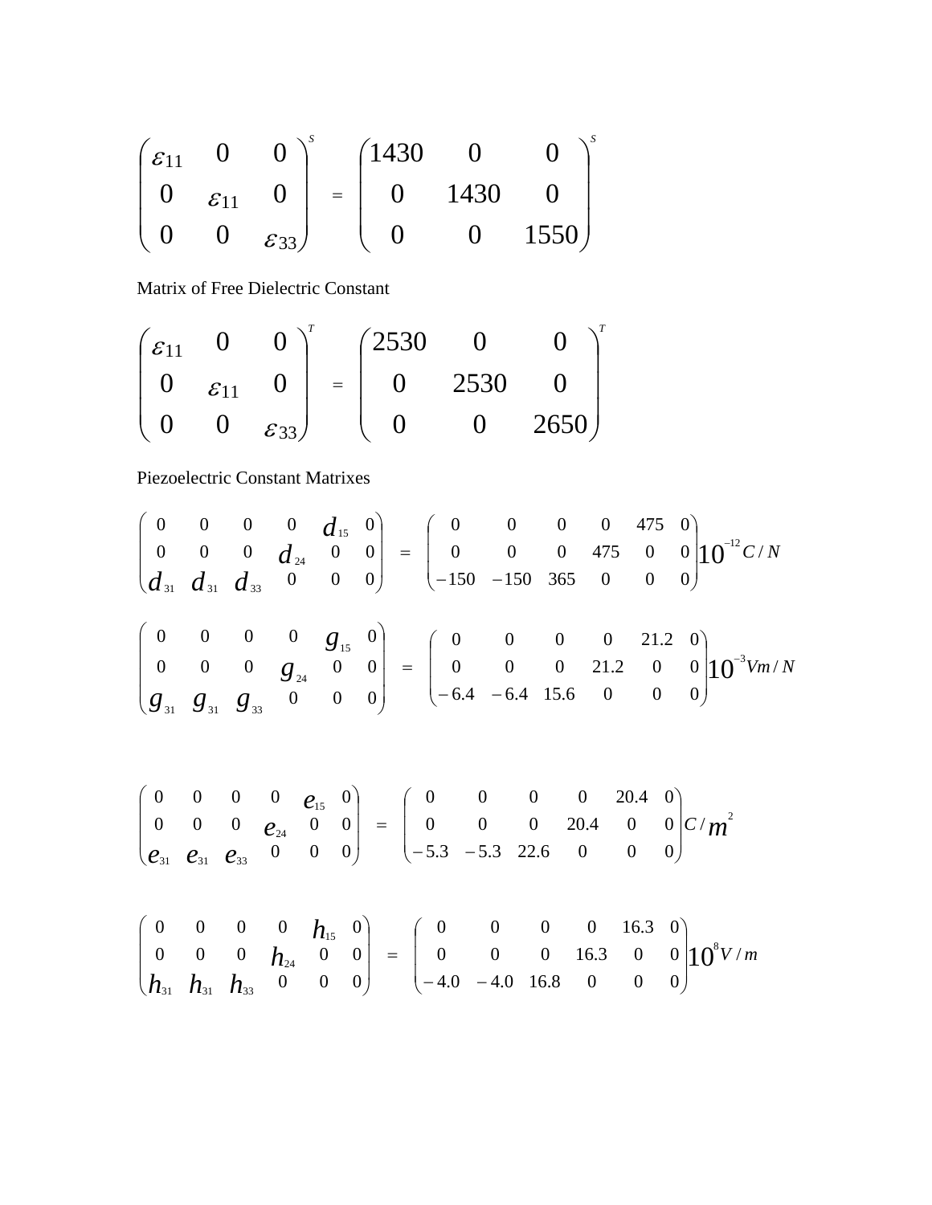$$
\begin{pmatrix} \varepsilon_{11} & 0 & 0 \\ 0 & \varepsilon_{11} & 0 \\ 0 & 0 & \varepsilon_{33} \end{pmatrix}^S = \begin{pmatrix} 1430 & 0 & 0 \\ 0 & 1430 & 0 \\ 0 & 0 & 1550 \end{pmatrix}^S
$$

Matrix of Free Dielectric Constant

$$
\begin{pmatrix} \varepsilon_{11} & 0 & 0 \\ 0 & \varepsilon_{11} & 0 \\ 0 & 0 & \varepsilon_{33} \end{pmatrix}^T = \begin{pmatrix} 2530 & 0 & 0 \\ 0 & 2530 & 0 \\ 0 & 0 & 2650 \end{pmatrix}^T
$$

Piezoelectric Constant Matrixes

$$
\begin{pmatrix} 0 & 0 & 0 & 0 & d_{15} & 0 \\ 0 & 0 & 0 & d_{24} & 0 & 0 \\ d_{31} & d_{31} & d_{33} & 0 & 0 & 0 \end{pmatrix} = \begin{pmatrix} 0 & 0 & 0 & 0 & 475 & 0 \\ 0 & 0 & 0 & 475 & 0 & 0 \\ -150 & -150 & 365 & 0 & 0 & 0 \end{pmatrix} 10^{-12}\, C/N
$$

$$
\begin{pmatrix} 0 & 0 & 0 & 0 & g_{15} & 0 \\ 0 & 0 & 0 & g_{24} & 0 & 0 \\ g_{31} & g_{31} & g_{33} & 0 & 0 & 0 \end{pmatrix} = \begin{pmatrix} 0 & 0 & 0 & 0 & 21.2 & 0 \\ 0 & 0 & 0 & 21.2 & 0 & 0 \\ -6.4 & -6.4 & 15.6 & 0 & 0 & 0 \end{pmatrix} 10^{-3}\, Vm/N
$$

$$
\begin{pmatrix} 0 & 0 & 0 & 0 & e_{15} & 0 \\ 0 & 0 & 0 & e_{24} & 0 & 0 \\ e_{31} & e_{31} & e_{33} & 0 & 0 & 0 \end{pmatrix} = \begin{pmatrix} 0 & 0 & 0 & 0 & 20.4 & 0 \\ 0 & 0 & 0 & 20.4 & 0 & 0 \\ -5.3 & -5.3 & 22.6 & 0 & 0 & 0 \end{pmatrix} C/m^2
$$

$$
\begin{pmatrix} 0 & 0 & 0 & 0 & h_{15} & 0 \\ 0 & 0 & 0 & h_{24} & 0 & 0 \\ h_{31} & h_{31} & h_{33} & 0 & 0 & 0 \end{pmatrix} = \begin{pmatrix} 0 & 0 & 0 & 0 & 16.3 & 0 \\ 0 & 0 & 0 & 16.3 & 0 & 0 \\ -4.0 & -4.0 & 16.8 & 0 & 0 & 0 \end{pmatrix} 10^{8}\, V/m
$$